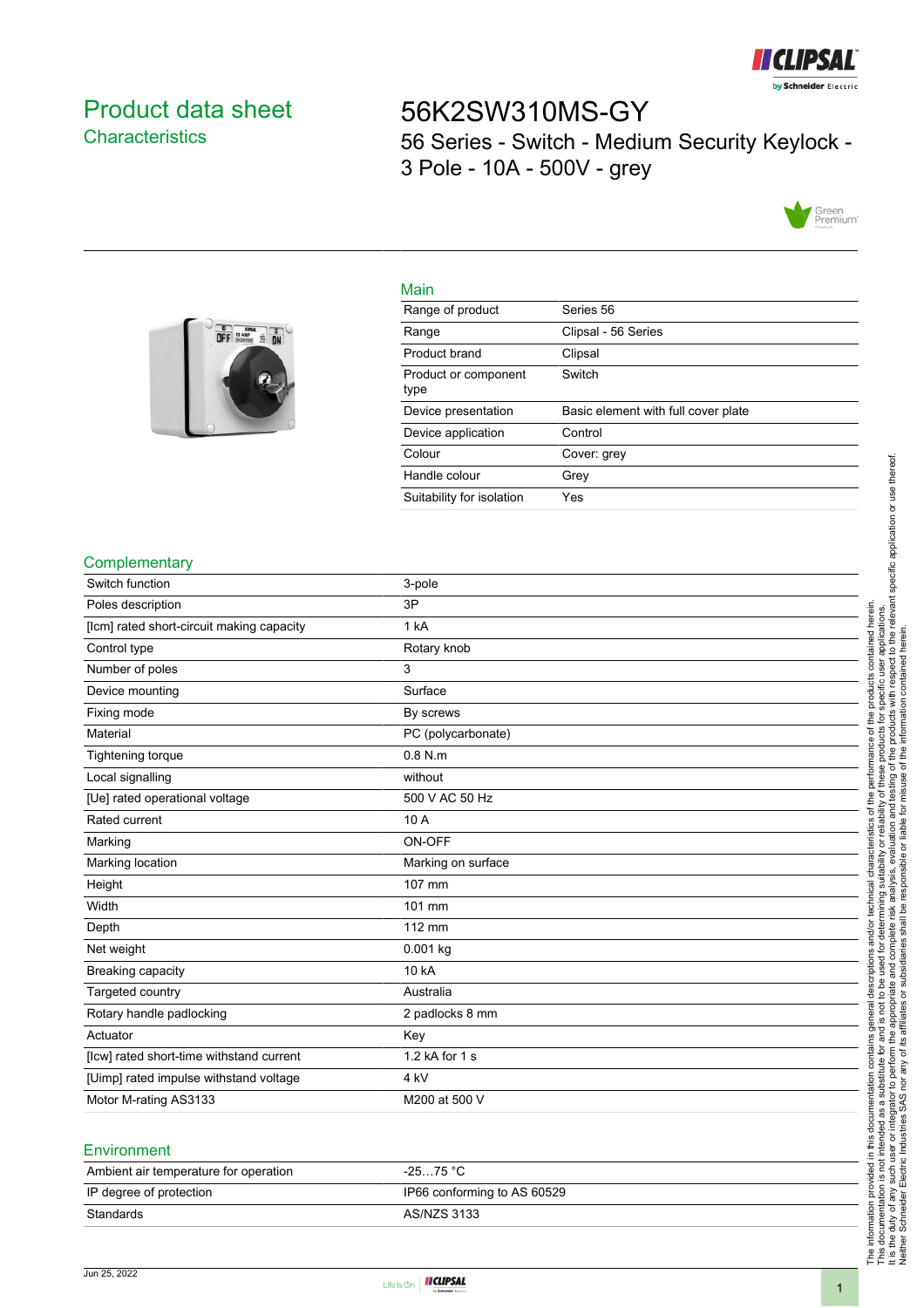# Product data sheet
## Characteristics

# 56K2SW310MS-GY

56 Series - Switch - Medium Security Keylock - 3 Pole - 10A - 500V - grey

## Main

| | |
|---|---|
| Range of product | Series 56 |
| Range | Clipsal - 56 Series |
| Product brand | Clipsal |
| Product or component type | Switch |
| Device presentation | Basic element with full cover plate |
| Device application | Control |
| Colour | Cover: grey |
| Handle colour | Grey |
| Suitability for isolation | Yes |

## Complementary

| | |
|---|---|
| Switch function | 3-pole |
| Poles description | 3P |
| [Icm] rated short-circuit making capacity | 1 kA |
| Control type | Rotary knob |
| Number of poles | 3 |
| Device mounting | Surface |
| Fixing mode | By screws |
| Material | PC (polycarbonate) |
| Tightening torque | 0.8 N.m |
| Local signalling | without |
| [Ue] rated operational voltage | 500 V AC 50 Hz |
| Rated current | 10 A |
| Marking | ON-OFF |
| Marking location | Marking on surface |
| Height | 107 mm |
| Width | 101 mm |
| Depth | 112 mm |
| Net weight | 0.001 kg |
| Breaking capacity | 10 kA |
| Targeted country | Australia |
| Rotary handle padlocking | 2 padlocks 8 mm |
| Actuator | Key |
| [Icw] rated short-time withstand current | 1.2 kA for 1 s |
| [Uimp] rated impulse withstand voltage | 4 kV |
| Motor M-rating AS3133 | M200 at 500 V |

## Environment

| | |
|---|---|
| Ambient air temperature for operation | -25…75 °C |
| IP degree of protection | IP66 conforming to AS 60529 |
| Standards | AS/NZS 3133 |

Jun 25, 2022

The information provided in this documentation contains general descriptions and/or technical characteristics of the performance of the products contained herein. This documentation is not intended as a substitute for and is not to be used for determining suitability or reliability of these products for specific user applications. It is the duty of any such user or integrator to perform the appropriate and complete risk analysis, evaluation and testing of the products with respect to the relevant specific application or use thereof. Neither Schneider Electric Industries SAS nor any of its affiliates or subsidiaries shall be responsible or liable for misuse of the information contained herein.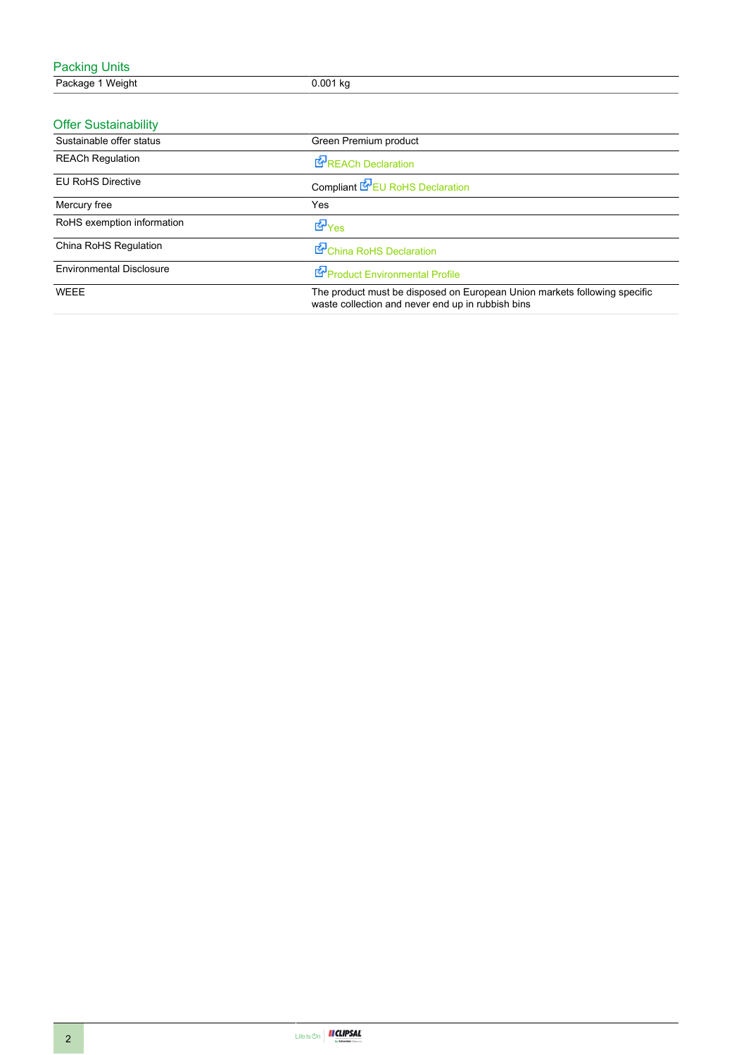## Packing Units

| | |
|---|---|
| Package 1 Weight | 0.001 kg |

## Offer Sustainability

| | |
|---|---|
| Sustainable offer status | Green Premium product |
| REACh Regulation | REACh Declaration |
| EU RoHS Directive | Compliant EU RoHS Declaration |
| Mercury free | Yes |
| RoHS exemption information | Yes |
| China RoHS Regulation | China RoHS Declaration |
| Environmental Disclosure | Product Environmental Profile |
| WEEE | The product must be disposed on European Union markets following specific waste collection and never end up in rubbish bins |